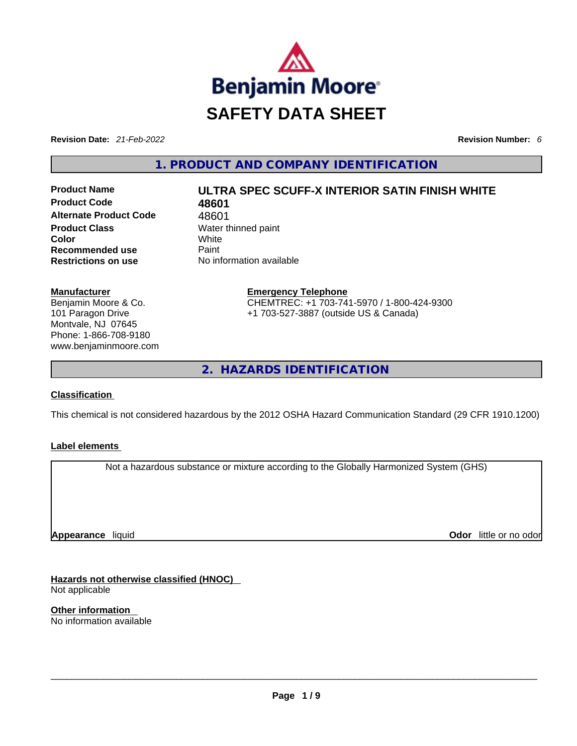Benjamin Moore®

# SAFETY DATA SHEET

**Revision Date:** *21-Feb-2022* **Revision Number:** *6*

## 1. PRODUCT AND COMPANY IDENTIFICATION

| | |
|---|---|
| **Product Name** | **ULTRA SPEC SCUFF-X INTERIOR SATIN FINISH WHITE** |
| **Product Code** | **48601** |
| **Alternate Product Code** | 48601 |
| **Product Class** | Water thinned paint |
| **Color** | White |
| **Recommended use** | Paint |
| **Restrictions on use** | No information available |

**Manufacturer**
Benjamin Moore & Co.
101 Paragon Drive
Montvale, NJ 07645
Phone: 1-866-708-9180
www.benjaminmoore.com

**Emergency Telephone**
CHEMTREC: +1 703-741-5970 / 1-800-424-9300
+1 703-527-3887 (outside US & Canada)

## 2. HAZARDS IDENTIFICATION

**Classification**

This chemical is not considered hazardous by the 2012 OSHA Hazard Communication Standard (29 CFR 1910.1200)

**Label elements**

Not a hazardous substance or mixture according to the Globally Harmonized System (GHS)

**Appearance** liquid **Odor** little or no odor

**Hazards not otherwise classified (HNOC)**
Not applicable

**Other information**
No information available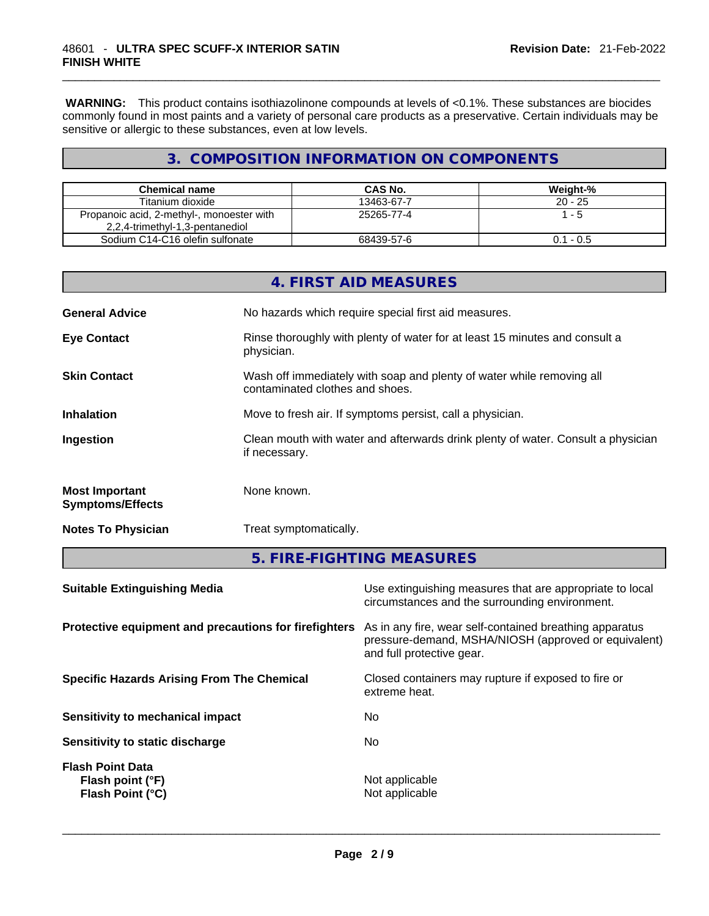**WARNING:** This product contains isothiazolinone compounds at levels of <0.1%. These substances are biocides commonly found in most paints and a variety of personal care products as a preservative. Certain individuals may be sensitive or allergic to these substances, even at low levels.

## 3. COMPOSITION INFORMATION ON COMPONENTS

| Chemical name | CAS No. | Weight-% |
|---|---|---|
| Titanium dioxide | 13463-67-7 | 20 - 25 |
| Propanoic acid, 2-methyl-, monoester with 2,2,4-trimethyl-1,3-pentanediol | 25265-77-4 | 1 - 5 |
| Sodium C14-C16 olefin sulfonate | 68439-57-6 | 0.1 - 0.5 |

## 4. FIRST AID MEASURES

**General Advice**
No hazards which require special first aid measures.

**Eye Contact**
Rinse thoroughly with plenty of water for at least 15 minutes and consult a physician.

**Skin Contact**
Wash off immediately with soap and plenty of water while removing all contaminated clothes and shoes.

**Inhalation**
Move to fresh air. If symptoms persist, call a physician.

**Ingestion**
Clean mouth with water and afterwards drink plenty of water. Consult a physician if necessary.

**Most Important Symptoms/Effects**
None known.

**Notes To Physician**
Treat symptomatically.

## 5. FIRE-FIGHTING MEASURES

**Suitable Extinguishing Media**
Use extinguishing measures that are appropriate to local circumstances and the surrounding environment.

**Protective equipment and precautions for firefighters**
As in any fire, wear self-contained breathing apparatus pressure-demand, MSHA/NIOSH (approved or equivalent) and full protective gear.

**Specific Hazards Arising From The Chemical**
Closed containers may rupture if exposed to fire or extreme heat.

**Sensitivity to mechanical impact**
No

**Sensitivity to static discharge**
No

**Flash Point Data**
**Flash point (°F)** Not applicable
**Flash Point (°C)** Not applicable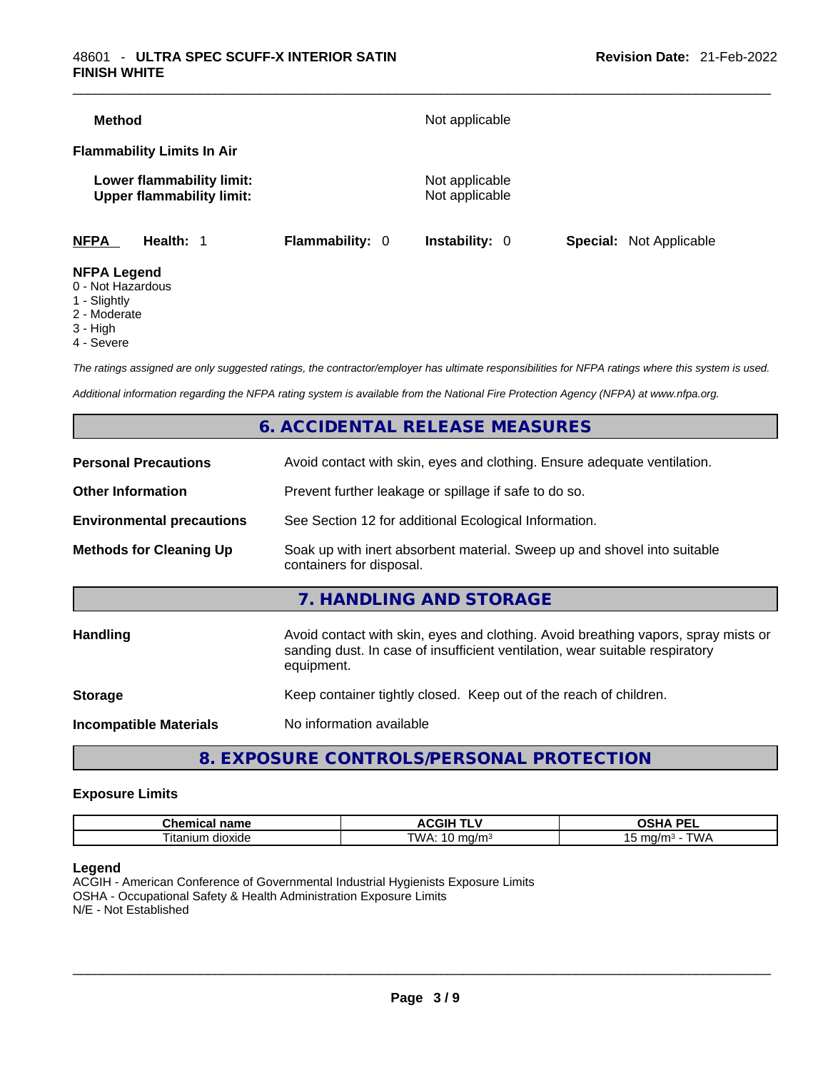**Method** Not applicable

**Flammability Limits In Air**

**Lower flammability limit:** Not applicable
**Upper flammability limit:** Not applicable

| **NFPA** | **Health:** 1 | **Flammability:** 0 | **Instability:** 0 | **Special:** Not Applicable |
|---|---|---|---|---|

**NFPA Legend**
0 - Not Hazardous
1 - Slightly
2 - Moderate
3 - High
4 - Severe

*The ratings assigned are only suggested ratings, the contractor/employer has ultimate responsibilities for NFPA ratings where this system is used.*

*Additional information regarding the NFPA rating system is available from the National Fire Protection Agency (NFPA) at www.nfpa.org.*

## 6. ACCIDENTAL RELEASE MEASURES

**Personal Precautions** Avoid contact with skin, eyes and clothing. Ensure adequate ventilation.

**Other Information** Prevent further leakage or spillage if safe to do so.

**Environmental precautions** See Section 12 for additional Ecological Information.

**Methods for Cleaning Up** Soak up with inert absorbent material. Sweep up and shovel into suitable containers for disposal.

## 7. HANDLING AND STORAGE

**Handling** Avoid contact with skin, eyes and clothing. Avoid breathing vapors, spray mists or sanding dust. In case of insufficient ventilation, wear suitable respiratory equipment.

**Storage** Keep container tightly closed. Keep out of the reach of children.

**Incompatible Materials** No information available

## 8. EXPOSURE CONTROLS/PERSONAL PROTECTION

### Exposure Limits

| Chemical name | ACGIH TLV | OSHA PEL |
|---|---|---|
| Titanium dioxide | TWA: 10 mg/m³ | 15 mg/m³ - TWA |

**Legend**
ACGIH - American Conference of Governmental Industrial Hygienists Exposure Limits
OSHA - Occupational Safety & Health Administration Exposure Limits
N/E - Not Established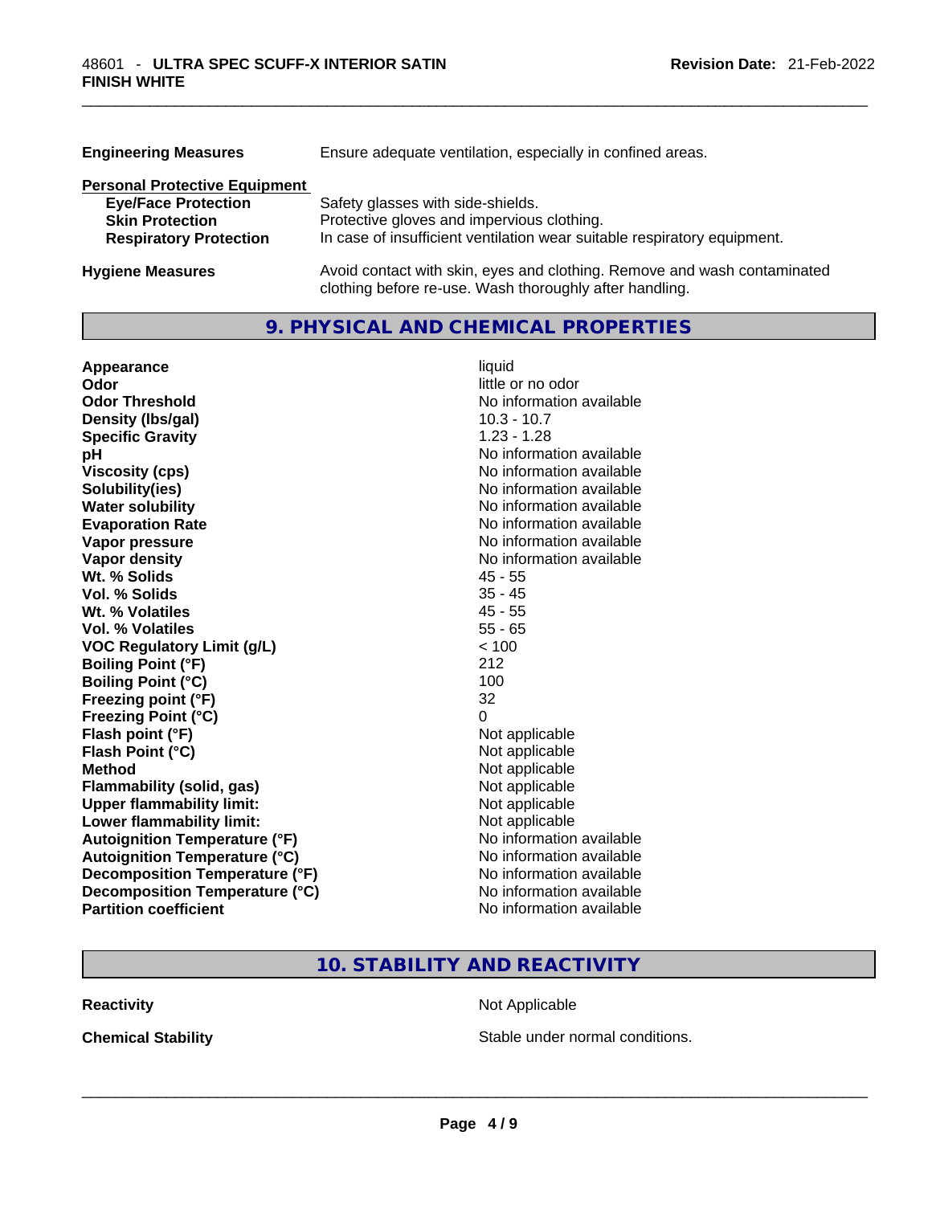| | |
|---|---|
| **Engineering Measures** | Ensure adequate ventilation, especially in confined areas. |

**Personal Protective Equipment**

| | |
|---|---|
| **Eye/Face Protection** | Safety glasses with side-shields. |
| **Skin Protection** | Protective gloves and impervious clothing. |
| **Respiratory Protection** | In case of insufficient ventilation wear suitable respiratory equipment. |
| **Hygiene Measures** | Avoid contact with skin, eyes and clothing. Remove and wash contaminated clothing before re-use. Wash thoroughly after handling. |

## 9. PHYSICAL AND CHEMICAL PROPERTIES

| | |
|---|---|
| **Appearance** | liquid |
| **Odor** | little or no odor |
| **Odor Threshold** | No information available |
| **Density (lbs/gal)** | 10.3 - 10.7 |
| **Specific Gravity** | 1.23 - 1.28 |
| **pH** | No information available |
| **Viscosity (cps)** | No information available |
| **Solubility(ies)** | No information available |
| **Water solubility** | No information available |
| **Evaporation Rate** | No information available |
| **Vapor pressure** | No information available |
| **Vapor density** | No information available |
| **Wt. % Solids** | 45 - 55 |
| **Vol. % Solids** | 35 - 45 |
| **Wt. % Volatiles** | 45 - 55 |
| **Vol. % Volatiles** | 55 - 65 |
| **VOC Regulatory Limit (g/L)** | < 100 |
| **Boiling Point (°F)** | 212 |
| **Boiling Point (°C)** | 100 |
| **Freezing point (°F)** | 32 |
| **Freezing Point (°C)** | 0 |
| **Flash point (°F)** | Not applicable |
| **Flash Point (°C)** | Not applicable |
| **Method** | Not applicable |
| **Flammability (solid, gas)** | Not applicable |
| **Upper flammability limit:** | Not applicable |
| **Lower flammability limit:** | Not applicable |
| **Autoignition Temperature (°F)** | No information available |
| **Autoignition Temperature (°C)** | No information available |
| **Decomposition Temperature (°F)** | No information available |
| **Decomposition Temperature (°C)** | No information available |
| **Partition coefficient** | No information available |

## 10. STABILITY AND REACTIVITY

| | |
|---|---|
| **Reactivity** | Not Applicable |
| **Chemical Stability** | Stable under normal conditions. |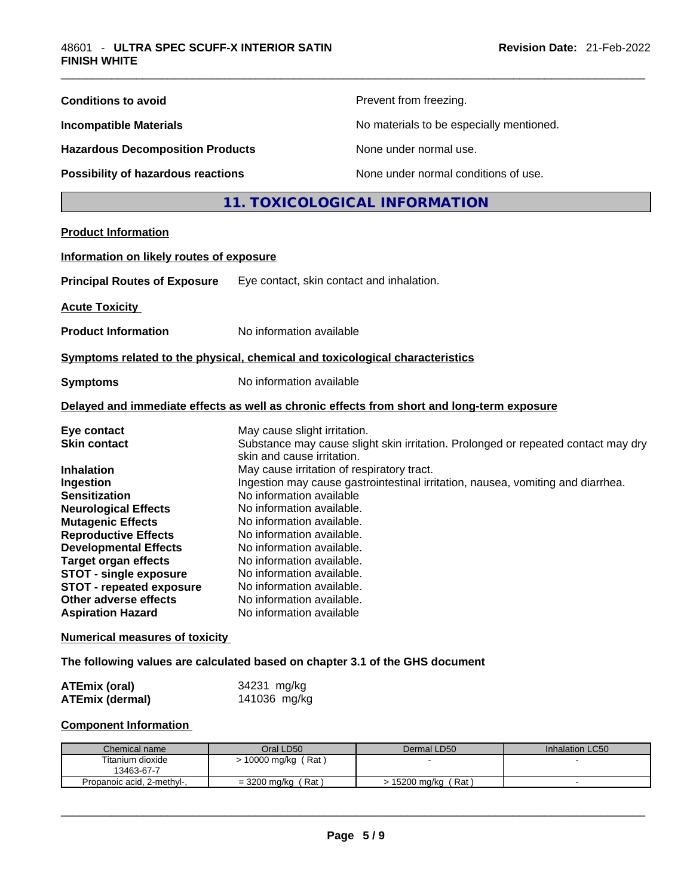| | |
|---|---|
| **Conditions to avoid** | Prevent from freezing. |
| **Incompatible Materials** | No materials to be especially mentioned. |
| **Hazardous Decomposition Products** | None under normal use. |
| **Possibility of hazardous reactions** | None under normal conditions of use. |

## 11. TOXICOLOGICAL INFORMATION

### Product Information

#### Information on likely routes of exposure

**Principal Routes of Exposure** Eye contact, skin contact and inhalation.

#### Acute Toxicity

**Product Information** No information available

#### Symptoms related to the physical, chemical and toxicological characteristics

**Symptoms** No information available

#### Delayed and immediate effects as well as chronic effects from short and long-term exposure

| | |
|---|---|
| **Eye contact** | May cause slight irritation. |
| **Skin contact** | Substance may cause slight skin irritation. Prolonged or repeated contact may dry skin and cause irritation. |
| **Inhalation** | May cause irritation of respiratory tract. |
| **Ingestion** | Ingestion may cause gastrointestinal irritation, nausea, vomiting and diarrhea. |
| **Sensitization** | No information available |
| **Neurological Effects** | No information available. |
| **Mutagenic Effects** | No information available. |
| **Reproductive Effects** | No information available. |
| **Developmental Effects** | No information available. |
| **Target organ effects** | No information available. |
| **STOT - single exposure** | No information available. |
| **STOT - repeated exposure** | No information available. |
| **Other adverse effects** | No information available. |
| **Aspiration Hazard** | No information available |

#### Numerical measures of toxicity

**The following values are calculated based on chapter 3.1 of the GHS document**

| | |
|---|---|
| **ATEmix (oral)** | 34231 mg/kg |
| **ATEmix (dermal)** | 141036 mg/kg |

#### Component Information

| Chemical name | Oral LD50 | Dermal LD50 | Inhalation LC50 |
|---|---|---|---|
| Titanium dioxide 13463-67-7 | > 10000 mg/kg ( Rat ) | - | - |
| Propanoic acid, 2-methyl-, | = 3200 mg/kg ( Rat ) | > 15200 mg/kg ( Rat ) | - |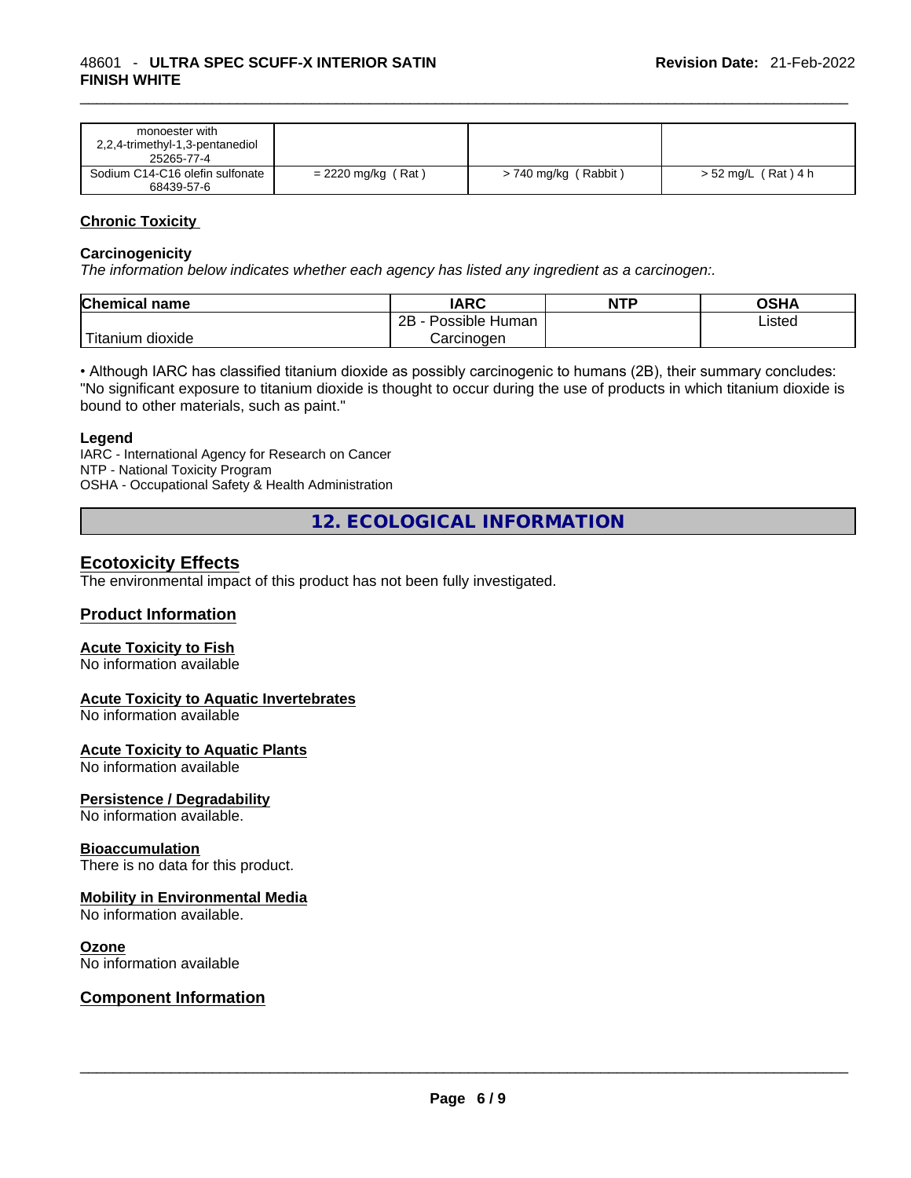| | | | |
|---|---|---|---|
| monoester with 2,2,4-trimethyl-1,3-pentanediol 25265-77-4 | | | |
| Sodium C14-C16 olefin sulfonate 68439-57-6 | = 2220 mg/kg ( Rat ) | > 740 mg/kg ( Rabbit ) | > 52 mg/L ( Rat ) 4 h |

**Chronic Toxicity**

**Carcinogenicity**

*The information below indicates whether each agency has listed any ingredient as a carcinogen:.*

| Chemical name | IARC | NTP | OSHA |
|---|---|---|---|
| Titanium dioxide | 2B - Possible Human Carcinogen | | Listed |

• Although IARC has classified titanium dioxide as possibly carcinogenic to humans (2B), their summary concludes: "No significant exposure to titanium dioxide is thought to occur during the use of products in which titanium dioxide is bound to other materials, such as paint."

**Legend**

IARC - International Agency for Research on Cancer
NTP - National Toxicity Program
OSHA - Occupational Safety & Health Administration

## 12. ECOLOGICAL INFORMATION

### Ecotoxicity Effects

The environmental impact of this product has not been fully investigated.

### Product Information

**Acute Toxicity to Fish**
No information available

**Acute Toxicity to Aquatic Invertebrates**
No information available

**Acute Toxicity to Aquatic Plants**
No information available

**Persistence / Degradability**
No information available.

**Bioaccumulation**
There is no data for this product.

**Mobility in Environmental Media**
No information available.

**Ozone**
No information available

### Component Information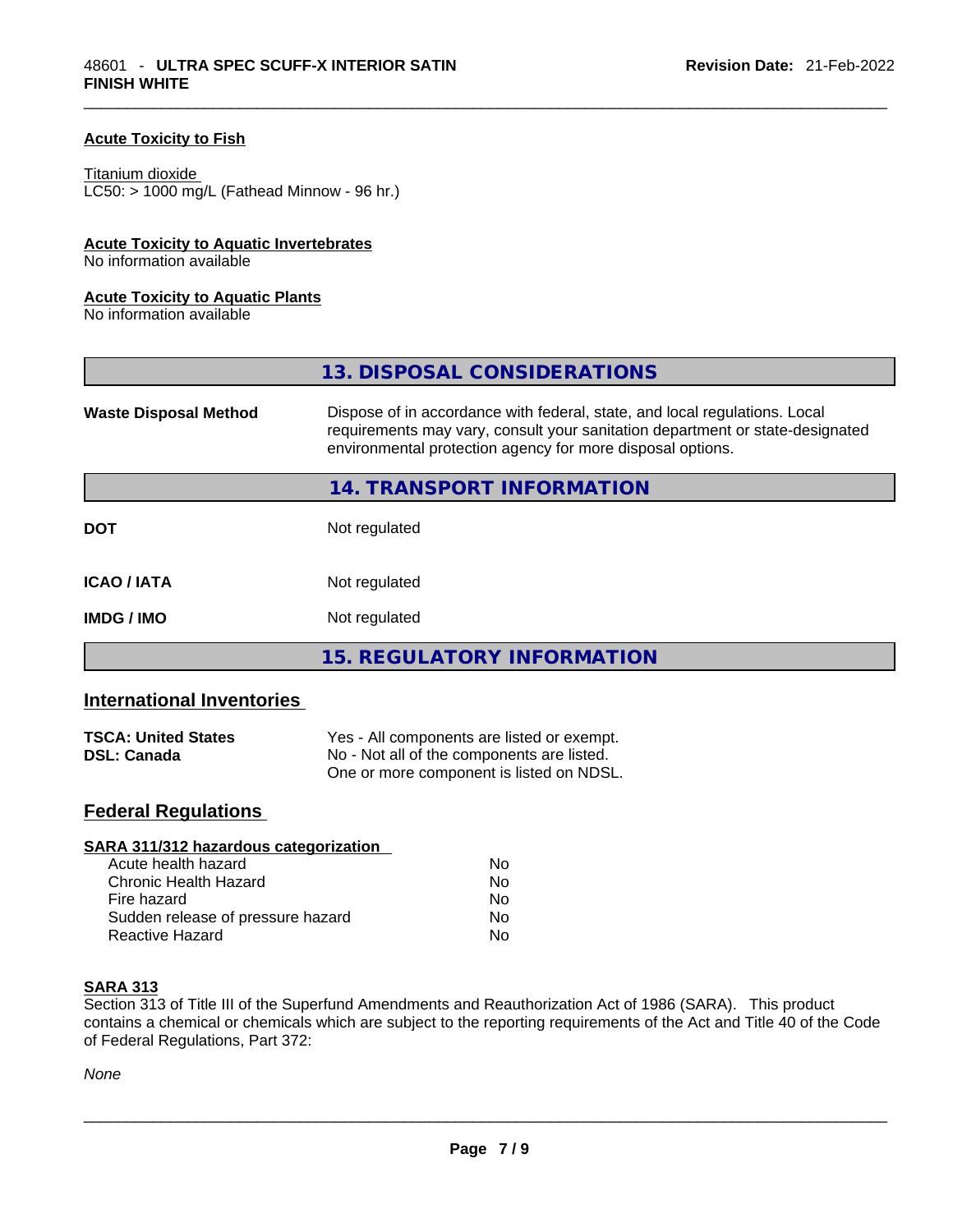### Acute Toxicity to Fish

Titanium dioxide
LC50: > 1000 mg/L (Fathead Minnow - 96 hr.)

### Acute Toxicity to Aquatic Invertebrates

No information available

### Acute Toxicity to Aquatic Plants

No information available

## 13. DISPOSAL CONSIDERATIONS

**Waste Disposal Method** Dispose of in accordance with federal, state, and local regulations. Local requirements may vary, consult your sanitation department or state-designated environmental protection agency for more disposal options.

## 14. TRANSPORT INFORMATION

| | |
|---|---|
| **DOT** | Not regulated |
| **ICAO / IATA** | Not regulated |
| **IMDG / IMO** | Not regulated |

## 15. REGULATORY INFORMATION

### International Inventories

| | |
|---|---|
| **TSCA: United States** | Yes - All components are listed or exempt. |
| **DSL: Canada** | No - Not all of the components are listed. One or more component is listed on NDSL. |

### Federal Regulations

**SARA 311/312 hazardous categorization**

| | |
|---|---|
| Acute health hazard | No |
| Chronic Health Hazard | No |
| Fire hazard | No |
| Sudden release of pressure hazard | No |
| Reactive Hazard | No |

**SARA 313**

Section 313 of Title III of the Superfund Amendments and Reauthorization Act of 1986 (SARA). This product contains a chemical or chemicals which are subject to the reporting requirements of the Act and Title 40 of the Code of Federal Regulations, Part 372:

*None*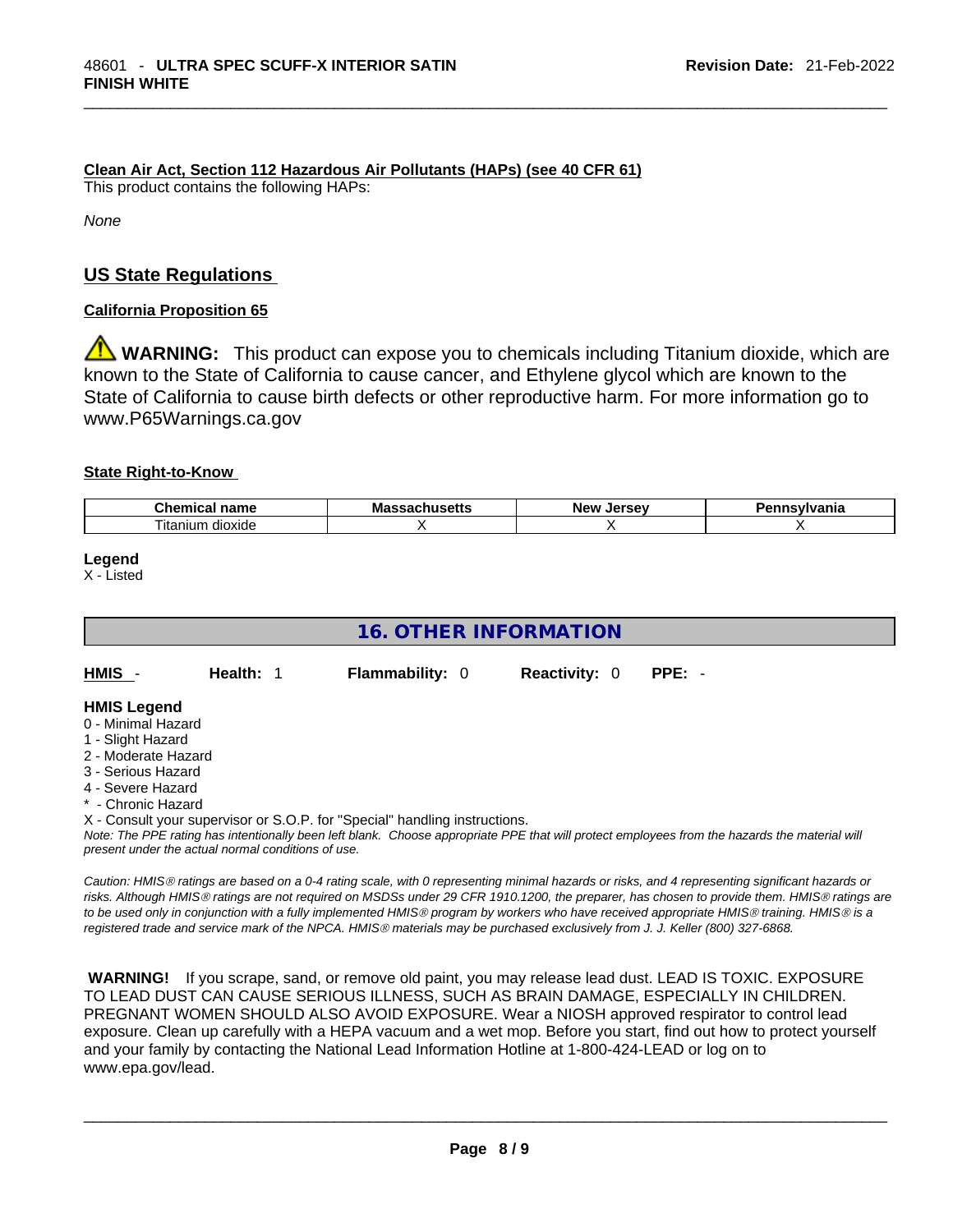**Clean Air Act, Section 112 Hazardous Air Pollutants (HAPs) (see 40 CFR 61)**

This product contains the following HAPs:

*None*

## US State Regulations

**California Proposition 65**

⚠ **WARNING:** This product can expose you to chemicals including Titanium dioxide, which are known to the State of California to cause cancer, and Ethylene glycol which are known to the State of California to cause birth defects or other reproductive harm. For more information go to www.P65Warnings.ca.gov

**State Right-to-Know**

| Chemical name | Massachusetts | New Jersey | Pennsylvania |
|---|---|---|---|
| Titanium dioxide | X | X | X |

**Legend**

X - Listed

## 16. OTHER INFORMATION

| **HMIS** - | **Health:** 1 | **Flammability:** 0 | **Reactivity:** 0 | **PPE:** - |
|---|---|---|---|---|

**HMIS Legend**

0 - Minimal Hazard
1 - Slight Hazard
2 - Moderate Hazard
3 - Serious Hazard
4 - Severe Hazard
* - Chronic Hazard
X - Consult your supervisor or S.O.P. for "Special" handling instructions.

*Note: The PPE rating has intentionally been left blank. Choose appropriate PPE that will protect employees from the hazards the material will present under the actual normal conditions of use.*

*Caution: HMIS® ratings are based on a 0-4 rating scale, with 0 representing minimal hazards or risks, and 4 representing significant hazards or risks. Although HMIS® ratings are not required on MSDSs under 29 CFR 1910.1200, the preparer, has chosen to provide them. HMIS® ratings are to be used only in conjunction with a fully implemented HMIS® program by workers who have received appropriate HMIS® training. HMIS® is a registered trade and service mark of the NPCA. HMIS® materials may be purchased exclusively from J. J. Keller (800) 327-6868.*

**WARNING!** If you scrape, sand, or remove old paint, you may release lead dust. LEAD IS TOXIC. EXPOSURE TO LEAD DUST CAN CAUSE SERIOUS ILLNESS, SUCH AS BRAIN DAMAGE, ESPECIALLY IN CHILDREN. PREGNANT WOMEN SHOULD ALSO AVOID EXPOSURE. Wear a NIOSH approved respirator to control lead exposure. Clean up carefully with a HEPA vacuum and a wet mop. Before you start, find out how to protect yourself and your family by contacting the National Lead Information Hotline at 1-800-424-LEAD or log on to www.epa.gov/lead.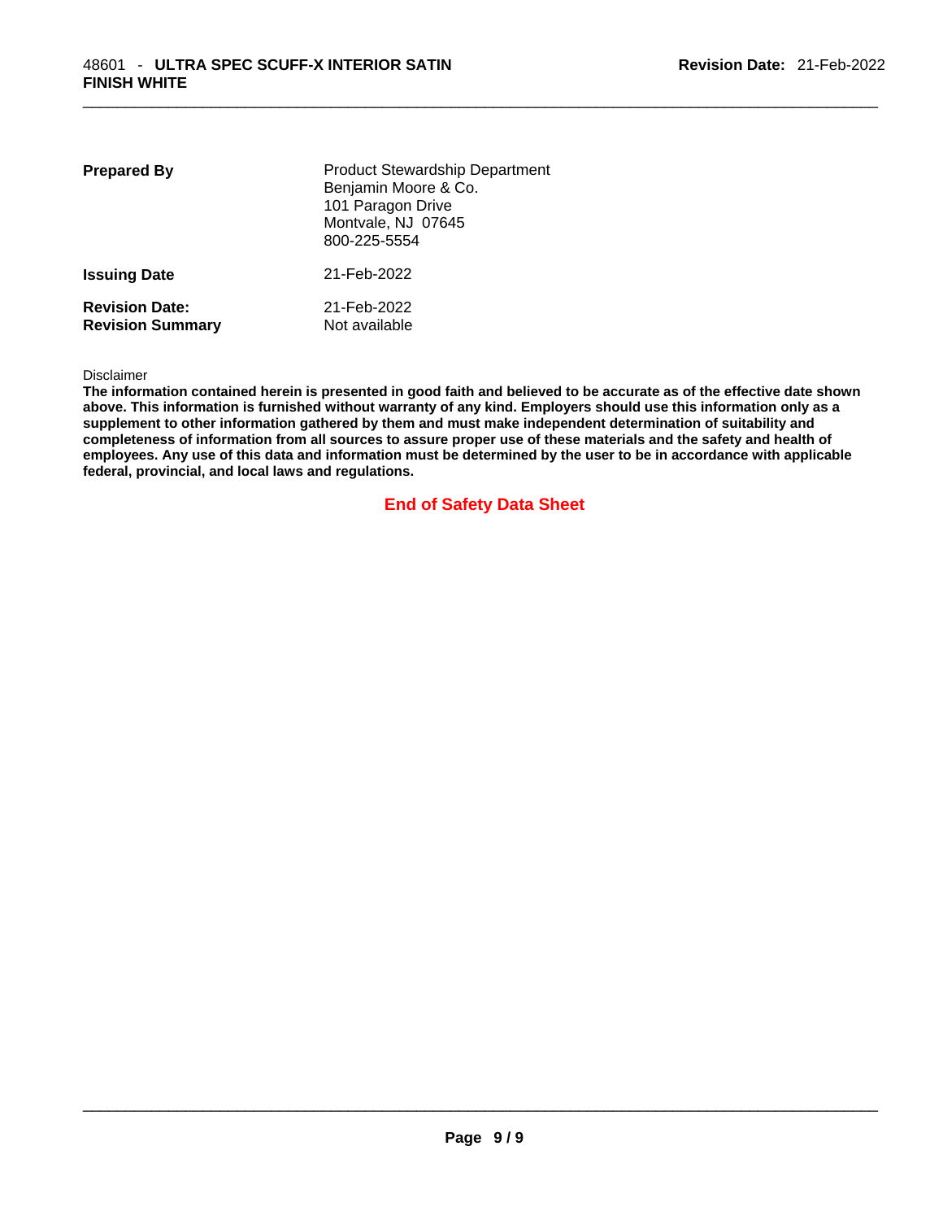| | |
|---|---|
| **Prepared By** | Product Stewardship Department<br>Benjamin Moore & Co.<br>101 Paragon Drive<br>Montvale, NJ 07645<br>800-225-5554 |
| **Issuing Date** | 21-Feb-2022 |
| **Revision Date:** | 21-Feb-2022 |
| **Revision Summary** | Not available |

Disclaimer

**The information contained herein is presented in good faith and believed to be accurate as of the effective date shown above. This information is furnished without warranty of any kind. Employers should use this information only as a supplement to other information gathered by them and must make independent determination of suitability and completeness of information from all sources to assure proper use of these materials and the safety and health of employees. Any use of this data and information must be determined by the user to be in accordance with applicable federal, provincial, and local laws and regulations.**

**End of Safety Data Sheet**